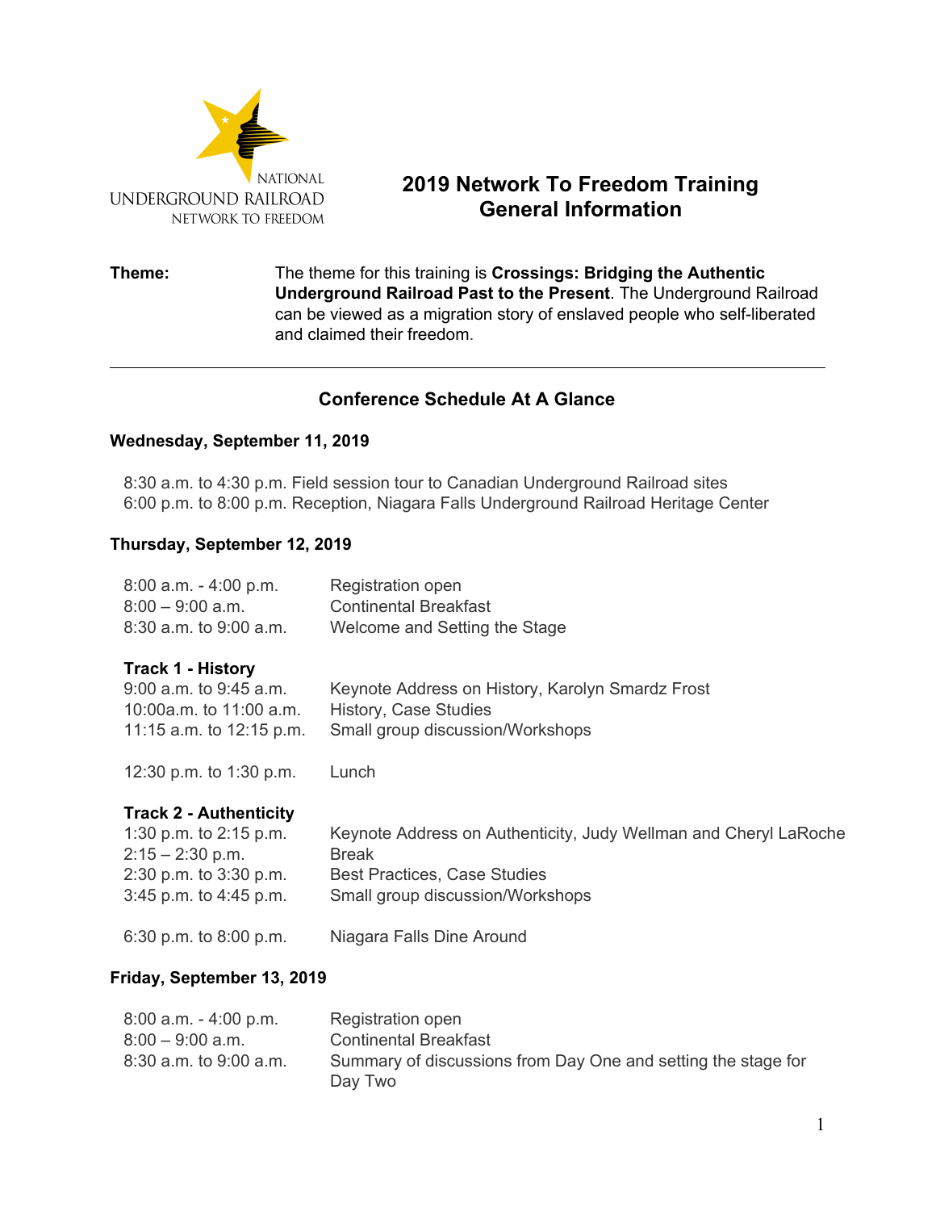NATIONAL
UNDERGROUND RAILROAD
NETWORK TO FREEDOM

# 2019 Network To Freedom Training General Information

**Theme:** The theme for this training is **Crossings: Bridging the Authentic Underground Railroad Past to the Present**. The Underground Railroad can be viewed as a migration story of enslaved people who self-liberated and claimed their freedom.

---

## Conference Schedule At A Glance

### Wednesday, September 11, 2019

8:30 a.m. to 4:30 p.m. Field session tour to Canadian Underground Railroad sites
6:00 p.m. to 8:00 p.m. Reception, Niagara Falls Underground Railroad Heritage Center

### Thursday, September 12, 2019

| | |
|---|---|
| 8:00 a.m. - 4:00 p.m. | Registration open |
| 8:00 – 9:00 a.m. | Continental Breakfast |
| 8:30 a.m. to 9:00 a.m. | Welcome and Setting the Stage |

**Track 1 - History**

| | |
|---|---|
| 9:00 a.m. to 9:45 a.m. | Keynote Address on History, Karolyn Smardz Frost |
| 10:00a.m. to 11:00 a.m. | History, Case Studies |
| 11:15 a.m. to 12:15 p.m. | Small group discussion/Workshops |
| 12:30 p.m. to 1:30 p.m. | Lunch |

**Track 2 - Authenticity**

| | |
|---|---|
| 1:30 p.m. to 2:15 p.m. | Keynote Address on Authenticity, Judy Wellman and Cheryl LaRoche |
| 2:15 – 2:30 p.m. | Break |
| 2:30 p.m. to 3:30 p.m. | Best Practices, Case Studies |
| 3:45 p.m. to 4:45 p.m. | Small group discussion/Workshops |
| 6:30 p.m. to 8:00 p.m. | Niagara Falls Dine Around |

### Friday, September 13, 2019

| | |
|---|---|
| 8:00 a.m. - 4:00 p.m. | Registration open |
| 8:00 – 9:00 a.m. | Continental Breakfast |
| 8:30 a.m. to 9:00 a.m. | Summary of discussions from Day One and setting the stage for Day Two |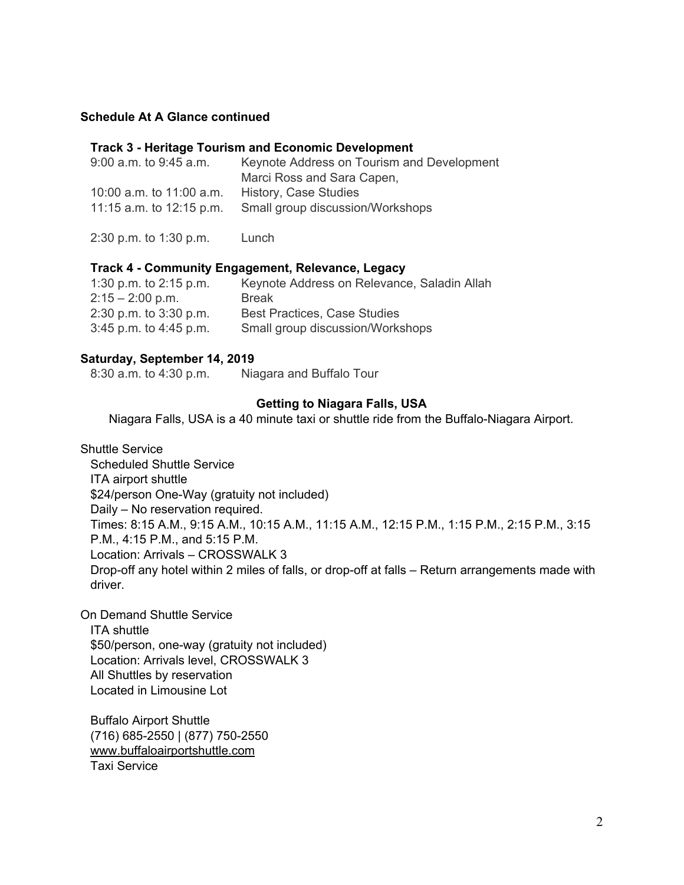**Schedule At A Glance continued**

**Track 3 - Heritage Tourism and Economic Development**

| | |
|---|---|
| 9:00 a.m. to 9:45 a.m. | Keynote Address on Tourism and Development<br>Marci Ross and Sara Capen, |
| 10:00 a.m. to 11:00 a.m. | History, Case Studies |
| 11:15 a.m. to 12:15 p.m. | Small group discussion/Workshops |
| 2:30 p.m. to 1:30 p.m. | Lunch |

**Track 4 - Community Engagement, Relevance, Legacy**

| | |
|---|---|
| 1:30 p.m. to 2:15 p.m. | Keynote Address on Relevance, Saladin Allah |
| 2:15 – 2:00 p.m. | Break |
| 2:30 p.m. to 3:30 p.m. | Best Practices, Case Studies |
| 3:45 p.m. to 4:45 p.m. | Small group discussion/Workshops |

**Saturday, September 14, 2019**

| | |
|---|---|
| 8:30 a.m. to 4:30 p.m. | Niagara and Buffalo Tour |

**Getting to Niagara Falls, USA**

Niagara Falls, USA is a 40 minute taxi or shuttle ride from the Buffalo-Niagara Airport.

Shuttle Service

Scheduled Shuttle Service
ITA airport shuttle
$24/person One-Way (gratuity not included)
Daily – No reservation required.
Times: 8:15 A.M., 9:15 A.M., 10:15 A.M., 11:15 A.M., 12:15 P.M., 1:15 P.M., 2:15 P.M., 3:15 P.M., 4:15 P.M., and 5:15 P.M.
Location: Arrivals – CROSSWALK 3
Drop-off any hotel within 2 miles of falls, or drop-off at falls – Return arrangements made with driver.

On Demand Shuttle Service

ITA shuttle
$50/person, one-way (gratuity not included)
Location: Arrivals level, CROSSWALK 3
All Shuttles by reservation
Located in Limousine Lot

Buffalo Airport Shuttle
(716) 685-2550 | (877) 750-2550
www.buffaloairportshuttle.com
Taxi Service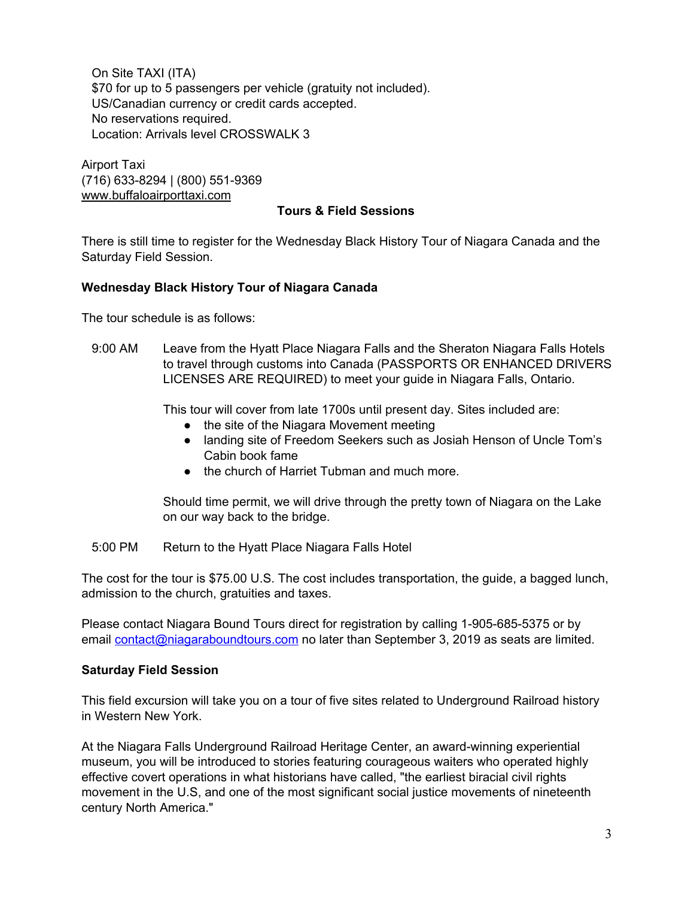On Site TAXI (ITA)
$70 for up to 5 passengers per vehicle (gratuity not included).
US/Canadian currency or credit cards accepted.
No reservations required.
Location: Arrivals level CROSSWALK 3

Airport Taxi
(716) 633-8294 | (800) 551-9369
[www.buffaloairporttaxi.com](http://www.buffaloairporttaxi.com)

## Tours & Field Sessions

There is still time to register for the Wednesday Black History Tour of Niagara Canada and the Saturday Field Session.

### Wednesday Black History Tour of Niagara Canada

The tour schedule is as follows:

9:00 AM — Leave from the Hyatt Place Niagara Falls and the Sheraton Niagara Falls Hotels to travel through customs into Canada (PASSPORTS OR ENHANCED DRIVERS LICENSES ARE REQUIRED) to meet your guide in Niagara Falls, Ontario.

This tour will cover from late 1700s until present day. Sites included are:

- the site of the Niagara Movement meeting
- landing site of Freedom Seekers such as Josiah Henson of Uncle Tom's Cabin book fame
- the church of Harriet Tubman and much more.

Should time permit, we will drive through the pretty town of Niagara on the Lake on our way back to the bridge.

5:00 PM — Return to the Hyatt Place Niagara Falls Hotel

The cost for the tour is $75.00 U.S. The cost includes transportation, the guide, a bagged lunch, admission to the church, gratuities and taxes.

Please contact Niagara Bound Tours direct for registration by calling 1-905-685-5375 or by email [contact@niagaraboundtours.com](mailto:contact@niagaraboundtours.com) no later than September 3, 2019 as seats are limited.

### Saturday Field Session

This field excursion will take you on a tour of five sites related to Underground Railroad history in Western New York.

At the Niagara Falls Underground Railroad Heritage Center, an award-winning experiential museum, you will be introduced to stories featuring courageous waiters who operated highly effective covert operations in what historians have called, "the earliest biracial civil rights movement in the U.S, and one of the most significant social justice movements of nineteenth century North America."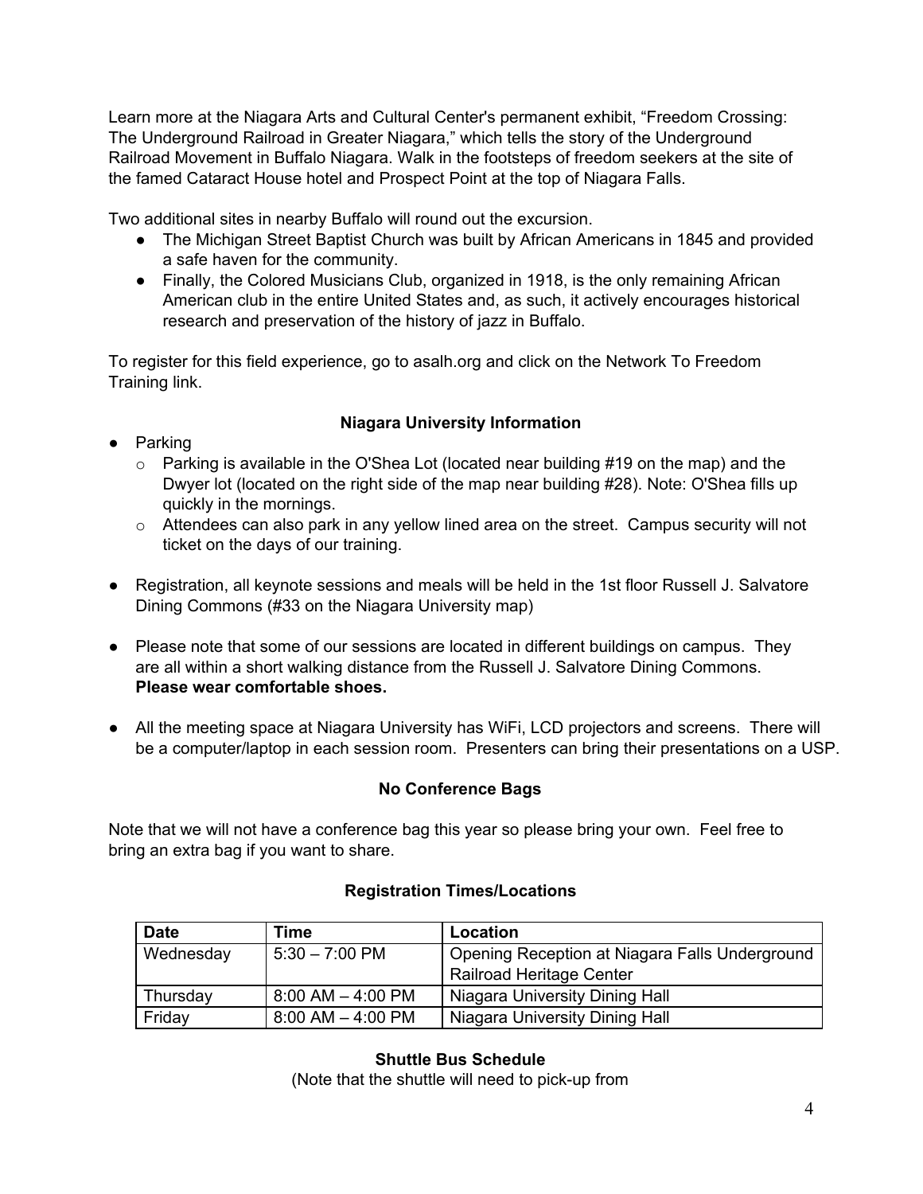Learn more at the Niagara Arts and Cultural Center's permanent exhibit, "Freedom Crossing: The Underground Railroad in Greater Niagara," which tells the story of the Underground Railroad Movement in Buffalo Niagara. Walk in the footsteps of freedom seekers at the site of the famed Cataract House hotel and Prospect Point at the top of Niagara Falls.

Two additional sites in nearby Buffalo will round out the excursion.

- The Michigan Street Baptist Church was built by African Americans in 1845 and provided a safe haven for the community.
- Finally, the Colored Musicians Club, organized in 1918, is the only remaining African American club in the entire United States and, as such, it actively encourages historical research and preservation of the history of jazz in Buffalo.

To register for this field experience, go to asalh.org and click on the Network To Freedom Training link.

### Niagara University Information

- Parking
  - Parking is available in the O'Shea Lot (located near building #19 on the map) and the Dwyer lot (located on the right side of the map near building #28). Note: O'Shea fills up quickly in the mornings.
  - Attendees can also park in any yellow lined area on the street. Campus security will not ticket on the days of our training.

- Registration, all keynote sessions and meals will be held in the 1st floor Russell J. Salvatore Dining Commons (#33 on the Niagara University map)

- Please note that some of our sessions are located in different buildings on campus. They are all within a short walking distance from the Russell J. Salvatore Dining Commons. **Please wear comfortable shoes.**

- All the meeting space at Niagara University has WiFi, LCD projectors and screens. There will be a computer/laptop in each session room. Presenters can bring their presentations on a USP.

### No Conference Bags

Note that we will not have a conference bag this year so please bring your own. Feel free to bring an extra bag if you want to share.

### Registration Times/Locations

| Date | Time | Location |
|---|---|---|
| Wednesday | 5:30 – 7:00 PM | Opening Reception at Niagara Falls Underground Railroad Heritage Center |
| Thursday | 8:00 AM – 4:00 PM | Niagara University Dining Hall |
| Friday | 8:00 AM – 4:00 PM | Niagara University Dining Hall |

### Shuttle Bus Schedule

(Note that the shuttle will need to pick-up from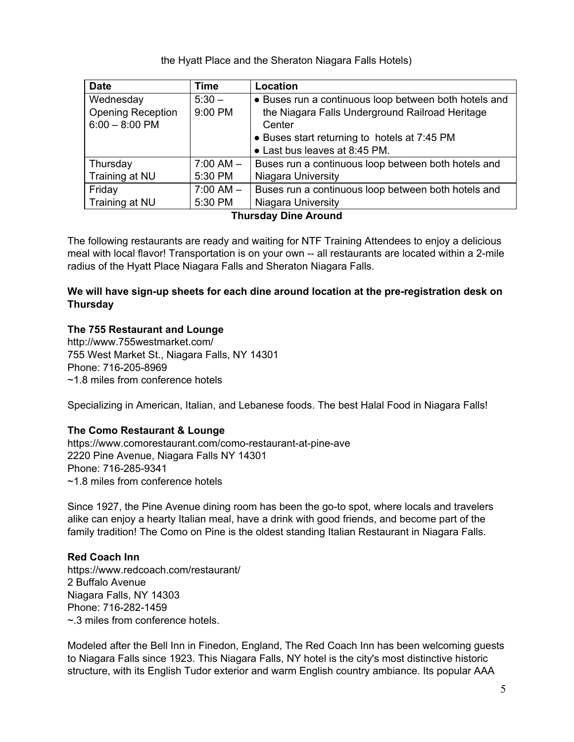the Hyatt Place and the Sheraton Niagara Falls Hotels)

| Date | Time | Location |
| --- | --- | --- |
| Wednesday Opening Reception 6:00 – 8:00 PM | 5:30 – 9:00 PM | • Buses run a continuous loop between both hotels and the Niagara Falls Underground Railroad Heritage Center<br>• Buses start returning to hotels at 7:45 PM<br>• Last bus leaves at 8:45 PM. |
| Thursday Training at NU | 7:00 AM – 5:30 PM | Buses run a continuous loop between both hotels and Niagara University |
| Friday Training at NU | 7:00 AM – 5:30 PM | Buses run a continuous loop between both hotels and Niagara University |

**Thursday Dine Around**

The following restaurants are ready and waiting for NTF Training Attendees to enjoy a delicious meal with local flavor! Transportation is on your own -- all restaurants are located within a 2-mile radius of the Hyatt Place Niagara Falls and Sheraton Niagara Falls.

**We will have sign-up sheets for each dine around location at the pre-registration desk on Thursday**

**The 755 Restaurant and Lounge**
http://www.755westmarket.com/
755 West Market St., Niagara Falls, NY 14301
Phone: 716-205-8969
~1.8 miles from conference hotels

Specializing in American, Italian, and Lebanese foods. The best Halal Food in Niagara Falls!

**The Como Restaurant & Lounge**
https://www.comorestaurant.com/como-restaurant-at-pine-ave
2220 Pine Avenue, Niagara Falls NY 14301
Phone: 716-285-9341
~1.8 miles from conference hotels

Since 1927, the Pine Avenue dining room has been the go-to spot, where locals and travelers alike can enjoy a hearty Italian meal, have a drink with good friends, and become part of the family tradition! The Como on Pine is the oldest standing Italian Restaurant in Niagara Falls.

**Red Coach Inn**
https://www.redcoach.com/restaurant/
2 Buffalo Avenue
Niagara Falls, NY 14303
Phone: 716-282-1459
~.3 miles from conference hotels.

Modeled after the Bell Inn in Finedon, England, The Red Coach Inn has been welcoming guests to Niagara Falls since 1923. This Niagara Falls, NY hotel is the city's most distinctive historic structure, with its English Tudor exterior and warm English country ambiance. Its popular AAA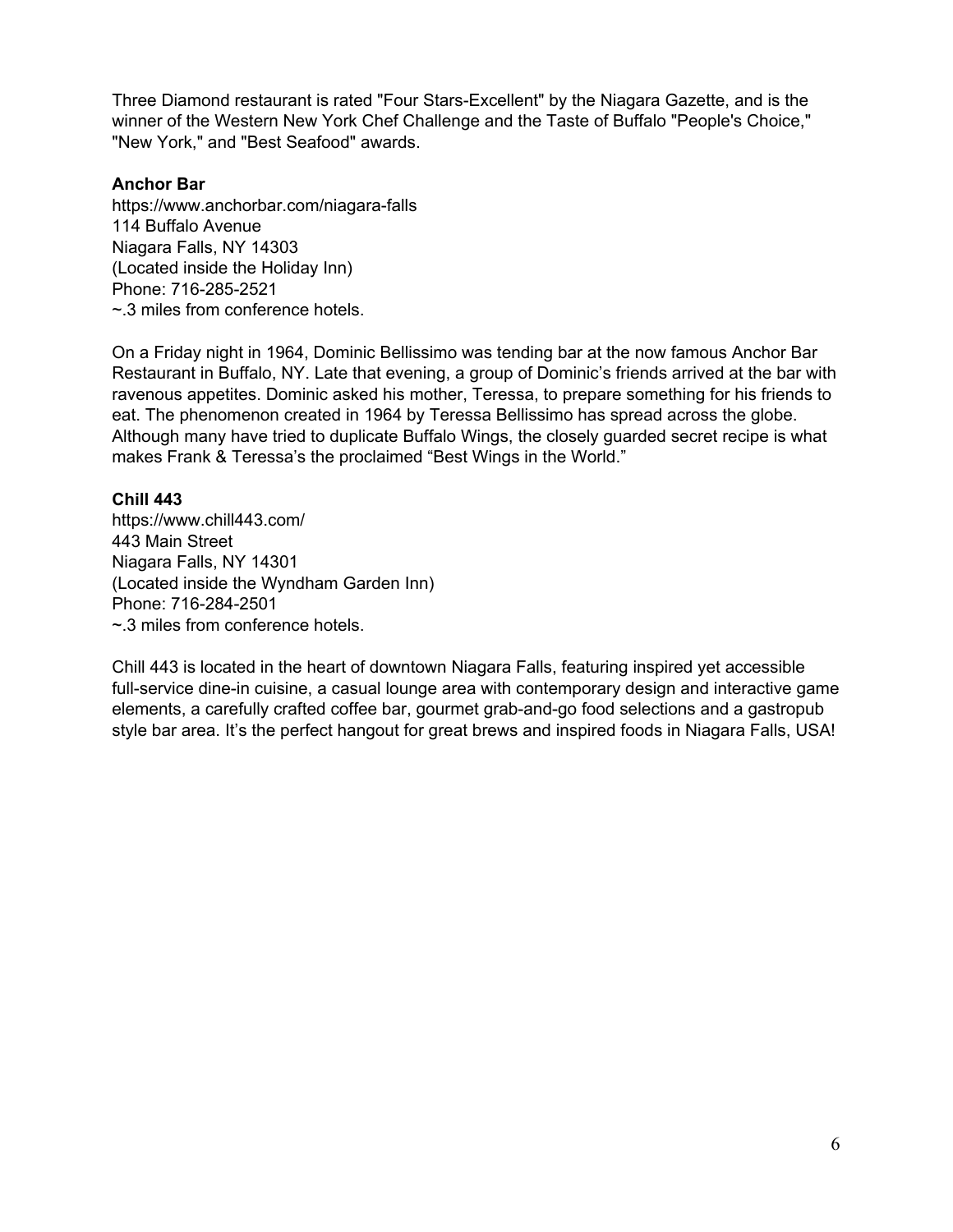Three Diamond restaurant is rated "Four Stars-Excellent" by the Niagara Gazette, and is the winner of the Western New York Chef Challenge and the Taste of Buffalo "People's Choice," "New York," and "Best Seafood" awards.

**Anchor Bar**
https://www.anchorbar.com/niagara-falls
114 Buffalo Avenue
Niagara Falls, NY 14303
(Located inside the Holiday Inn)
Phone: 716-285-2521
~.3 miles from conference hotels.

On a Friday night in 1964, Dominic Bellissimo was tending bar at the now famous Anchor Bar Restaurant in Buffalo, NY. Late that evening, a group of Dominic's friends arrived at the bar with ravenous appetites. Dominic asked his mother, Teressa, to prepare something for his friends to eat. The phenomenon created in 1964 by Teressa Bellissimo has spread across the globe. Although many have tried to duplicate Buffalo Wings, the closely guarded secret recipe is what makes Frank & Teressa's the proclaimed "Best Wings in the World."

**Chill 443**
https://www.chill443.com/
443 Main Street
Niagara Falls, NY 14301
(Located inside the Wyndham Garden Inn)
Phone: 716-284-2501
~.3 miles from conference hotels.

Chill 443 is located in the heart of downtown Niagara Falls, featuring inspired yet accessible full-service dine-in cuisine, a casual lounge area with contemporary design and interactive game elements, a carefully crafted coffee bar, gourmet grab-and-go food selections and a gastropub style bar area. It's the perfect hangout for great brews and inspired foods in Niagara Falls, USA!